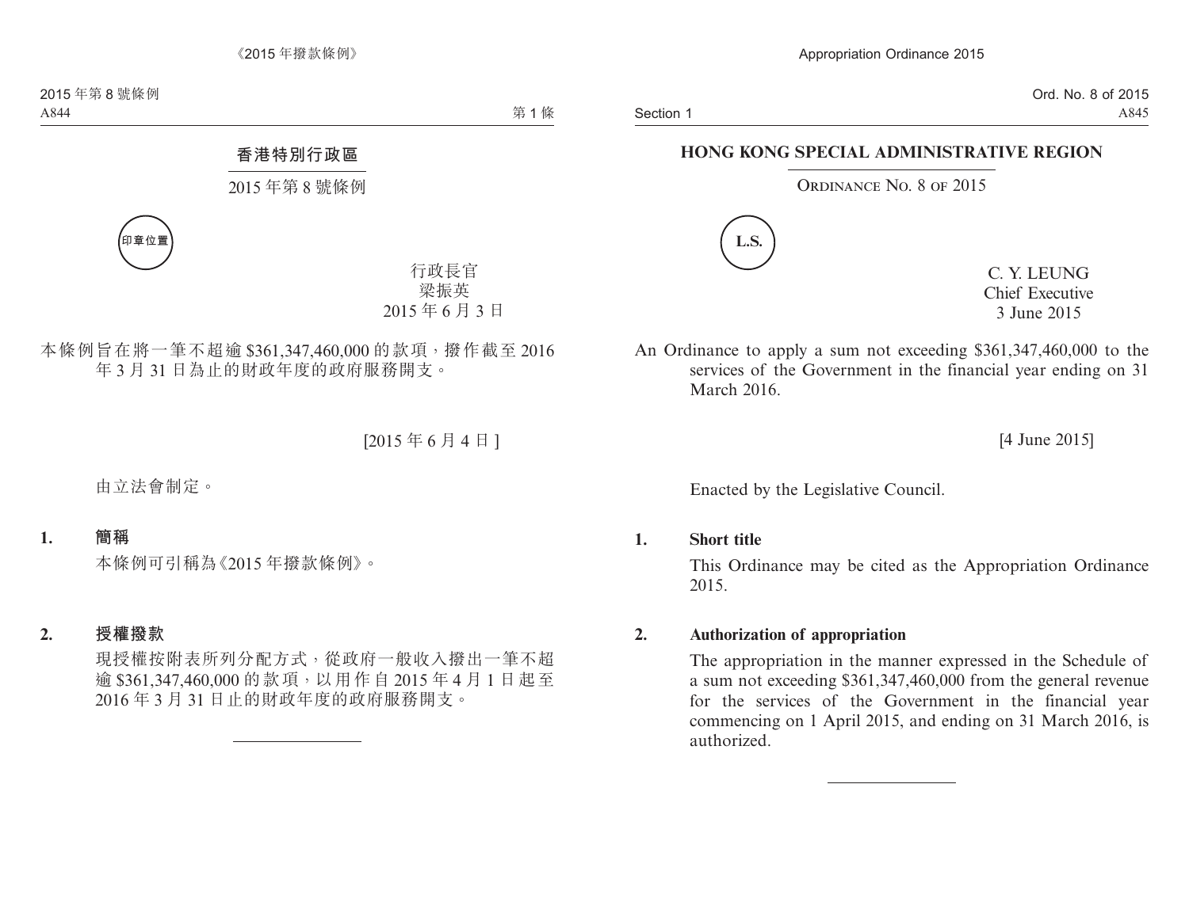# 香港特別行政區

## 2015 年第 8 號條例

印章位置

行政長官
梁振英
2015 年 6 月 3 日

本條例旨在將一筆不超逾 $361,347,460,000 的款項，撥作截至 2016 年 3 月 31 日為止的財政年度的政府服務開支。

[2015 年 6 月 4 日]

由立法會制定。

**1. 簡稱**

本條例可引稱為《2015 年撥款條例》。

**2. 授權撥款**

現授權按附表所列分配方式，從政府一般收入撥出一筆不超逾 $361,347,460,000 的款項，以用作自 2015 年 4 月 1 日起至 2016 年 3 月 31 日止的財政年度的政府服務開支。

---

# HONG KONG SPECIAL ADMINISTRATIVE REGION

## ORDINANCE NO. 8 OF 2015

L.S.

C. Y. LEUNG
Chief Executive
3 June 2015

An Ordinance to apply a sum not exceeding $361,347,460,000 to the services of the Government in the financial year ending on 31 March 2016.

[4 June 2015]

Enacted by the Legislative Council.

**1. Short title**

This Ordinance may be cited as the Appropriation Ordinance 2015.

**2. Authorization of appropriation**

The appropriation in the manner expressed in the Schedule of a sum not exceeding $361,347,460,000 from the general revenue for the services of the Government in the financial year commencing on 1 April 2015, and ending on 31 March 2016, is authorized.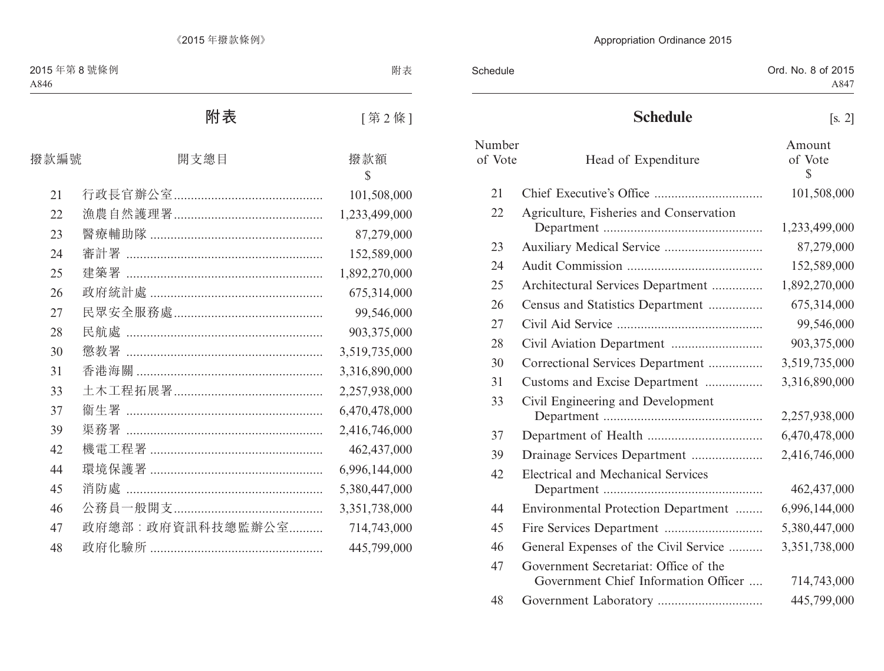# 附表

[第 2 條]

| 撥款編號 | 開支總目 | 撥款額 $ |
|---|---|---|
| 21 | 行政長官辦公室 | 101,508,000 |
| 22 | 漁農自然護理署 | 1,233,499,000 |
| 23 | 醫療輔助隊 | 87,279,000 |
| 24 | 審計署 | 152,589,000 |
| 25 | 建築署 | 1,892,270,000 |
| 26 | 政府統計處 | 675,314,000 |
| 27 | 民眾安全服務處 | 99,546,000 |
| 28 | 民航處 | 903,375,000 |
| 30 | 懲教署 | 3,519,735,000 |
| 31 | 香港海關 | 3,316,890,000 |
| 33 | 土木工程拓展署 | 2,257,938,000 |
| 37 | 衞生署 | 6,470,478,000 |
| 39 | 渠務署 | 2,416,746,000 |
| 42 | 機電工程署 | 462,437,000 |
| 44 | 環境保護署 | 6,996,144,000 |
| 45 | 消防處 | 5,380,447,000 |
| 46 | 公務員一般開支 | 3,351,738,000 |
| 47 | 政府總部：政府資訊科技總監辦公室 | 714,743,000 |
| 48 | 政府化驗所 | 445,799,000 |

# Schedule

[s. 2]

| Number of Vote | Head of Expenditure | Amount of Vote $ |
|---|---|---|
| 21 | Chief Executive's Office | 101,508,000 |
| 22 | Agriculture, Fisheries and Conservation Department | 1,233,499,000 |
| 23 | Auxiliary Medical Service | 87,279,000 |
| 24 | Audit Commission | 152,589,000 |
| 25 | Architectural Services Department | 1,892,270,000 |
| 26 | Census and Statistics Department | 675,314,000 |
| 27 | Civil Aid Service | 99,546,000 |
| 28 | Civil Aviation Department | 903,375,000 |
| 30 | Correctional Services Department | 3,519,735,000 |
| 31 | Customs and Excise Department | 3,316,890,000 |
| 33 | Civil Engineering and Development Department | 2,257,938,000 |
| 37 | Department of Health | 6,470,478,000 |
| 39 | Drainage Services Department | 2,416,746,000 |
| 42 | Electrical and Mechanical Services Department | 462,437,000 |
| 44 | Environmental Protection Department | 6,996,144,000 |
| 45 | Fire Services Department | 5,380,447,000 |
| 46 | General Expenses of the Civil Service | 3,351,738,000 |
| 47 | Government Secretariat: Office of the Government Chief Information Officer | 714,743,000 |
| 48 | Government Laboratory | 445,799,000 |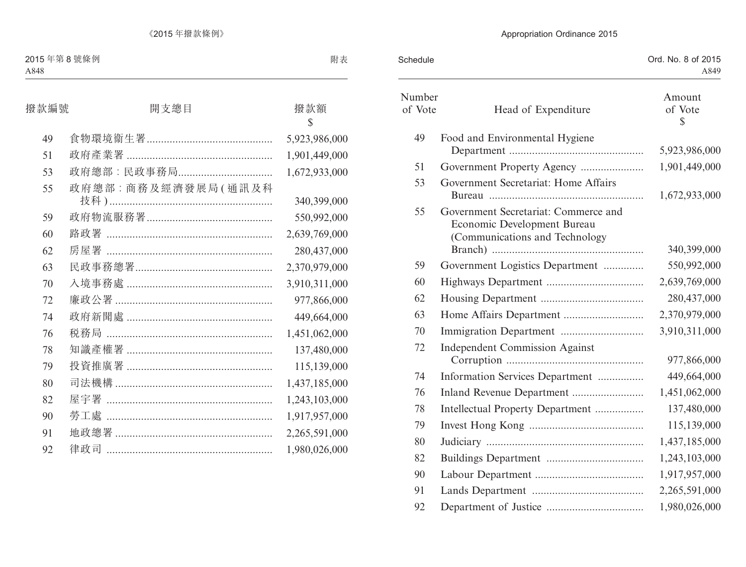| 撥款編號 | 開支總目 | 撥款額 $ |
|---|---|---|
| 49 | 食物環境衞生署 | 5,923,986,000 |
| 51 | 政府產業署 | 1,901,449,000 |
| 53 | 政府總部：民政事務局 | 1,672,933,000 |
| 55 | 政府總部：商務及經濟發展局(通訊及科技科) | 340,399,000 |
| 59 | 政府物流服務署 | 550,992,000 |
| 60 | 路政署 | 2,639,769,000 |
| 62 | 房屋署 | 280,437,000 |
| 63 | 民政事務總署 | 2,370,979,000 |
| 70 | 入境事務處 | 3,910,311,000 |
| 72 | 廉政公署 | 977,866,000 |
| 74 | 政府新聞處 | 449,664,000 |
| 76 | 稅務局 | 1,451,062,000 |
| 78 | 知識產權署 | 137,480,000 |
| 79 | 投資推廣署 | 115,139,000 |
| 80 | 司法機構 | 1,437,185,000 |
| 82 | 屋宇署 | 1,243,103,000 |
| 90 | 勞工處 | 1,917,957,000 |
| 91 | 地政總署 | 2,265,591,000 |
| 92 | 律政司 | 1,980,026,000 |

| Number of Vote | Head of Expenditure | Amount of Vote $ |
|---|---|---|
| 49 | Food and Environmental Hygiene Department | 5,923,986,000 |
| 51 | Government Property Agency | 1,901,449,000 |
| 53 | Government Secretariat: Home Affairs Bureau | 1,672,933,000 |
| 55 | Government Secretariat: Commerce and Economic Development Bureau (Communications and Technology Branch) | 340,399,000 |
| 59 | Government Logistics Department | 550,992,000 |
| 60 | Highways Department | 2,639,769,000 |
| 62 | Housing Department | 280,437,000 |
| 63 | Home Affairs Department | 2,370,979,000 |
| 70 | Immigration Department | 3,910,311,000 |
| 72 | Independent Commission Against Corruption | 977,866,000 |
| 74 | Information Services Department | 449,664,000 |
| 76 | Inland Revenue Department | 1,451,062,000 |
| 78 | Intellectual Property Department | 137,480,000 |
| 79 | Invest Hong Kong | 115,139,000 |
| 80 | Judiciary | 1,437,185,000 |
| 82 | Buildings Department | 1,243,103,000 |
| 90 | Labour Department | 1,917,957,000 |
| 91 | Lands Department | 2,265,591,000 |
| 92 | Department of Justice | 1,980,026,000 |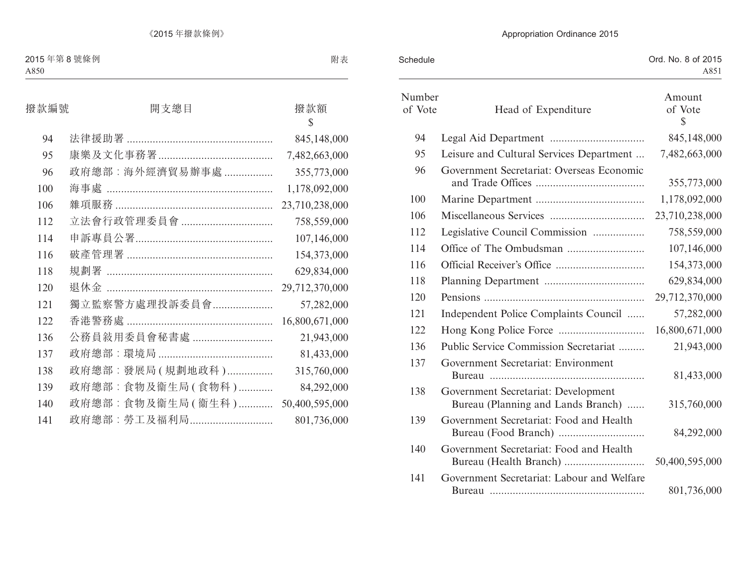| 撥款編號 | 開支總目 | 撥款額 $ |
|---|---|---|
| 94 | 法律援助署 | 845,148,000 |
| 95 | 康樂及文化事務署 | 7,482,663,000 |
| 96 | 政府總部：海外經濟貿易辦事處 | 355,773,000 |
| 100 | 海事處 | 1,178,092,000 |
| 106 | 雜項服務 | 23,710,238,000 |
| 112 | 立法會行政管理委員會 | 758,559,000 |
| 114 | 申訴專員公署 | 107,146,000 |
| 116 | 破產管理署 | 154,373,000 |
| 118 | 規劃署 | 629,834,000 |
| 120 | 退休金 | 29,712,370,000 |
| 121 | 獨立監察警方處理投訴委員會 | 57,282,000 |
| 122 | 香港警務處 | 16,800,671,000 |
| 136 | 公務員敍用委員會秘書處 | 21,943,000 |
| 137 | 政府總部：環境局 | 81,433,000 |
| 138 | 政府總部：發展局(規劃地政科) | 315,760,000 |
| 139 | 政府總部：食物及衞生局(食物科) | 84,292,000 |
| 140 | 政府總部：食物及衞生局(衞生科) | 50,400,595,000 |
| 141 | 政府總部：勞工及福利局 | 801,736,000 |

| Number of Vote | Head of Expenditure | Amount of Vote $ |
|---|---|---|
| 94 | Legal Aid Department | 845,148,000 |
| 95 | Leisure and Cultural Services Department | 7,482,663,000 |
| 96 | Government Secretariat: Overseas Economic and Trade Offices | 355,773,000 |
| 100 | Marine Department | 1,178,092,000 |
| 106 | Miscellaneous Services | 23,710,238,000 |
| 112 | Legislative Council Commission | 758,559,000 |
| 114 | Office of The Ombudsman | 107,146,000 |
| 116 | Official Receiver's Office | 154,373,000 |
| 118 | Planning Department | 629,834,000 |
| 120 | Pensions | 29,712,370,000 |
| 121 | Independent Police Complaints Council | 57,282,000 |
| 122 | Hong Kong Police Force | 16,800,671,000 |
| 136 | Public Service Commission Secretariat | 21,943,000 |
| 137 | Government Secretariat: Environment Bureau | 81,433,000 |
| 138 | Government Secretariat: Development Bureau (Planning and Lands Branch) | 315,760,000 |
| 139 | Government Secretariat: Food and Health Bureau (Food Branch) | 84,292,000 |
| 140 | Government Secretariat: Food and Health Bureau (Health Branch) | 50,400,595,000 |
| 141 | Government Secretariat: Labour and Welfare Bureau | 801,736,000 |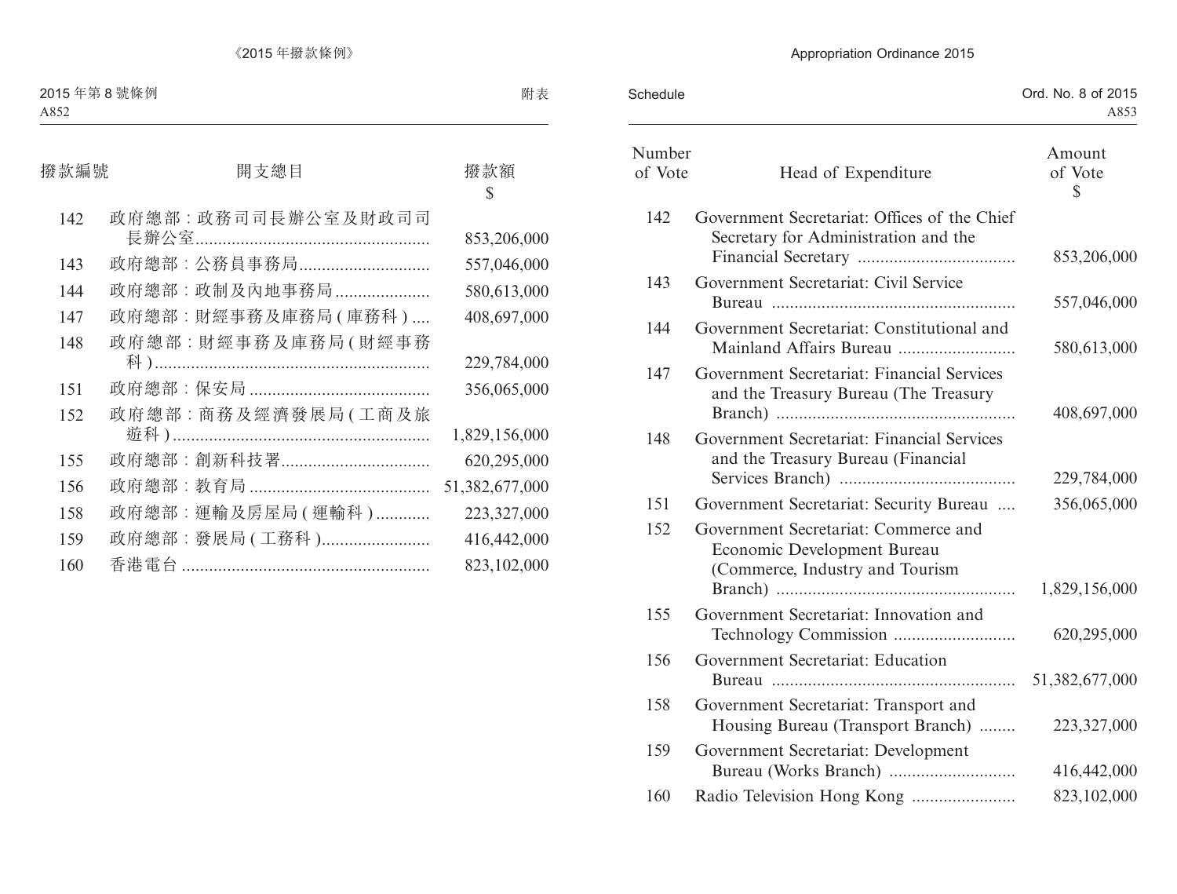| 撥款編號 | 開支總目 | 撥款額 $ |
|---|---|---|
| 142 | 政府總部：政務司司長辦公室及財政司司長辦公室 | 853,206,000 |
| 143 | 政府總部：公務員事務局 | 557,046,000 |
| 144 | 政府總部：政制及內地事務局 | 580,613,000 |
| 147 | 政府總部：財經事務及庫務局(庫務科) | 408,697,000 |
| 148 | 政府總部：財經事務及庫務局(財經事務科) | 229,784,000 |
| 151 | 政府總部：保安局 | 356,065,000 |
| 152 | 政府總部：商務及經濟發展局(工商及旅遊科) | 1,829,156,000 |
| 155 | 政府總部：創新科技署 | 620,295,000 |
| 156 | 政府總部：教育局 | 51,382,677,000 |
| 158 | 政府總部：運輸及房屋局(運輸科) | 223,327,000 |
| 159 | 政府總部：發展局(工務科) | 416,442,000 |
| 160 | 香港電台 | 823,102,000 |

| Number of Vote | Head of Expenditure | Amount of Vote $ |
|---|---|---|
| 142 | Government Secretariat: Offices of the Chief Secretary for Administration and the Financial Secretary | 853,206,000 |
| 143 | Government Secretariat: Civil Service Bureau | 557,046,000 |
| 144 | Government Secretariat: Constitutional and Mainland Affairs Bureau | 580,613,000 |
| 147 | Government Secretariat: Financial Services and the Treasury Bureau (The Treasury Branch) | 408,697,000 |
| 148 | Government Secretariat: Financial Services and the Treasury Bureau (Financial Services Branch) | 229,784,000 |
| 151 | Government Secretariat: Security Bureau | 356,065,000 |
| 152 | Government Secretariat: Commerce and Economic Development Bureau (Commerce, Industry and Tourism Branch) | 1,829,156,000 |
| 155 | Government Secretariat: Innovation and Technology Commission | 620,295,000 |
| 156 | Government Secretariat: Education Bureau | 51,382,677,000 |
| 158 | Government Secretariat: Transport and Housing Bureau (Transport Branch) | 223,327,000 |
| 159 | Government Secretariat: Development Bureau (Works Branch) | 416,442,000 |
| 160 | Radio Television Hong Kong | 823,102,000 |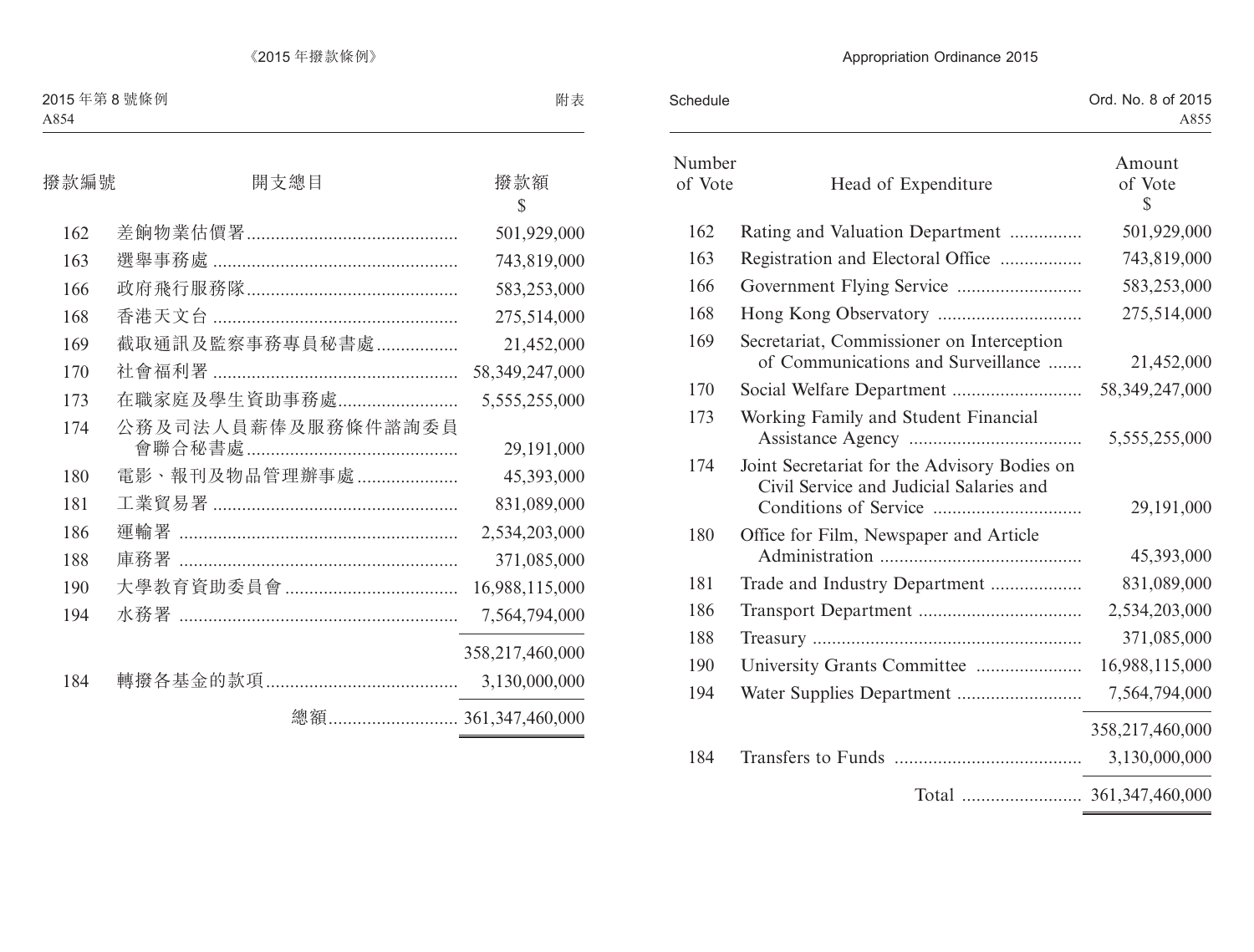| 撥款編號 | 開支總目 | 撥款額 $ |
|---|---|---|
| 162 | 差餉物業估價署 | 501,929,000 |
| 163 | 選舉事務處 | 743,819,000 |
| 166 | 政府飛行服務隊 | 583,253,000 |
| 168 | 香港天文台 | 275,514,000 |
| 169 | 截取通訊及監察事務專員秘書處 | 21,452,000 |
| 170 | 社會福利署 | 58,349,247,000 |
| 173 | 在職家庭及學生資助事務處 | 5,555,255,000 |
| 174 | 公務及司法人員薪俸及服務條件諮詢委員會聯合秘書處 | 29,191,000 |
| 180 | 電影、報刊及物品管理辦事處 | 45,393,000 |
| 181 | 工業貿易署 | 831,089,000 |
| 186 | 運輸署 | 2,534,203,000 |
| 188 | 庫務署 | 371,085,000 |
| 190 | 大學教育資助委員會 | 16,988,115,000 |
| 194 | 水務署 | 7,564,794,000 |
| | | 358,217,460,000 |
| 184 | 轉撥各基金的款項 | 3,130,000,000 |
| | 總額 | 361,347,460,000 |

| Number of Vote | Head of Expenditure | Amount of Vote $ |
|---|---|---|
| 162 | Rating and Valuation Department | 501,929,000 |
| 163 | Registration and Electoral Office | 743,819,000 |
| 166 | Government Flying Service | 583,253,000 |
| 168 | Hong Kong Observatory | 275,514,000 |
| 169 | Secretariat, Commissioner on Interception of Communications and Surveillance | 21,452,000 |
| 170 | Social Welfare Department | 58,349,247,000 |
| 173 | Working Family and Student Financial Assistance Agency | 5,555,255,000 |
| 174 | Joint Secretariat for the Advisory Bodies on Civil Service and Judicial Salaries and Conditions of Service | 29,191,000 |
| 180 | Office for Film, Newspaper and Article Administration | 45,393,000 |
| 181 | Trade and Industry Department | 831,089,000 |
| 186 | Transport Department | 2,534,203,000 |
| 188 | Treasury | 371,085,000 |
| 190 | University Grants Committee | 16,988,115,000 |
| 194 | Water Supplies Department | 7,564,794,000 |
| | | 358,217,460,000 |
| 184 | Transfers to Funds | 3,130,000,000 |
| | Total | 361,347,460,000 |